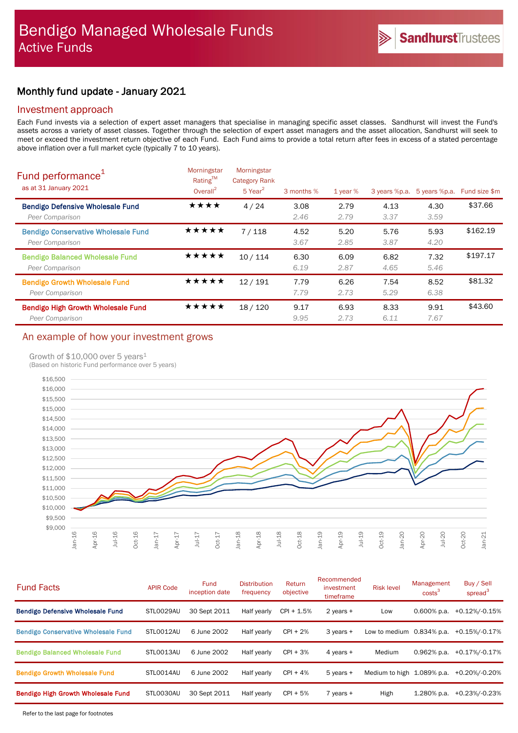# Bendigo Managed Wholesale Funds
## Active Funds

SandhurstTrustees

## Monthly fund update - January 2021

### Investment approach

Each Fund invests via a selection of expert asset managers that specialise in managing specific asset classes. Sandhurst will invest the Fund's assets across a variety of asset classes. Together through the selection of expert asset managers and the asset allocation, Sandhurst will seek to meet or exceed the investment return objective of each Fund. Each Fund aims to provide a total return after fees in excess of a stated percentage above inflation over a full market cycle (typically 7 to 10 years).

### Fund performance[1]

as at 31 January 2021

| | Morningstar Rating™ Overall[2] | Morningstar Category Rank 5 Year[2] | 3 months % | 1 year % | 3 years %p.a. | 5 years %p.a. | Fund size $m |
|---|---|---|---|---|---|---|---|
| **Bendigo Defensive Wholesale Fund** | ★★★★ | 4 / 24 | 3.08 | 2.79 | 4.13 | 4.30 | $37.66 |
| *Peer Comparison* | | | *2.46* | *2.79* | *3.37* | *3.59* | |
| **Bendigo Conservative Wholesale Fund** | ★★★★★ | 7 / 118 | 4.52 | 5.20 | 5.76 | 5.93 | $162.19 |
| *Peer Comparison* | | | *3.67* | *2.85* | *3.87* | *4.20* | |
| **Bendigo Balanced Wholesale Fund** | ★★★★★ | 10 / 114 | 6.30 | 6.09 | 6.82 | 7.32 | $197.17 |
| *Peer Comparison* | | | *6.19* | *2.87* | *4.65* | *5.46* | |
| **Bendigo Growth Wholesale Fund** | ★★★★★ | 12 / 191 | 7.79 | 6.26 | 7.54 | 8.52 | $81.32 |
| *Peer Comparison* | | | *7.79* | *2.73* | *5.29* | *6.38* | |
| **Bendigo High Growth Wholesale Fund** | ★★★★★ | 18 / 120 | 9.17 | 6.93 | 8.33 | 9.91 | $43.60 |
| *Peer Comparison* | | | *9.95* | *2.73* | *6.11* | *7.67* | |

### An example of how your investment grows

Growth of $10,000 over 5 years[1]
(Based on historic Fund performance over 5 years)

### Fund Facts

| | APIR Code | Fund inception date | Distribution frequency | Return objective | Recommended investment timeframe | Risk level | Management costs[3] | Buy / Sell spread[3] |
|---|---|---|---|---|---|---|---|---|
| **Bendigo Defensive Wholesale Fund** | STL0029AU | 30 Sept 2011 | Half yearly | CPI + 1.5% | 2 years + | Low | 0.600% p.a. | +0.12%/-0.15% |
| **Bendigo Conservative Wholesale Fund** | STL0012AU | 6 June 2002 | Half yearly | CPI + 2% | 3 years + | Low to medium | 0.834% p.a. | +0.15%/-0.17% |
| **Bendigo Balanced Wholesale Fund** | STL0013AU | 6 June 2002 | Half yearly | CPI + 3% | 4 years + | Medium | 0.962% p.a. | +0.17%/-0.17% |
| **Bendigo Growth Wholesale Fund** | STL0014AU | 6 June 2002 | Half yearly | CPI + 4% | 5 years + | Medium to high | 1.089% p.a. | +0.20%/-0.20% |
| **Bendigo High Growth Wholesale Fund** | STL0030AU | 30 Sept 2011 | Half yearly | CPI + 5% | 7 years + | High | 1.280% p.a. | +0.23%/-0.23% |

Refer to the last page for footnotes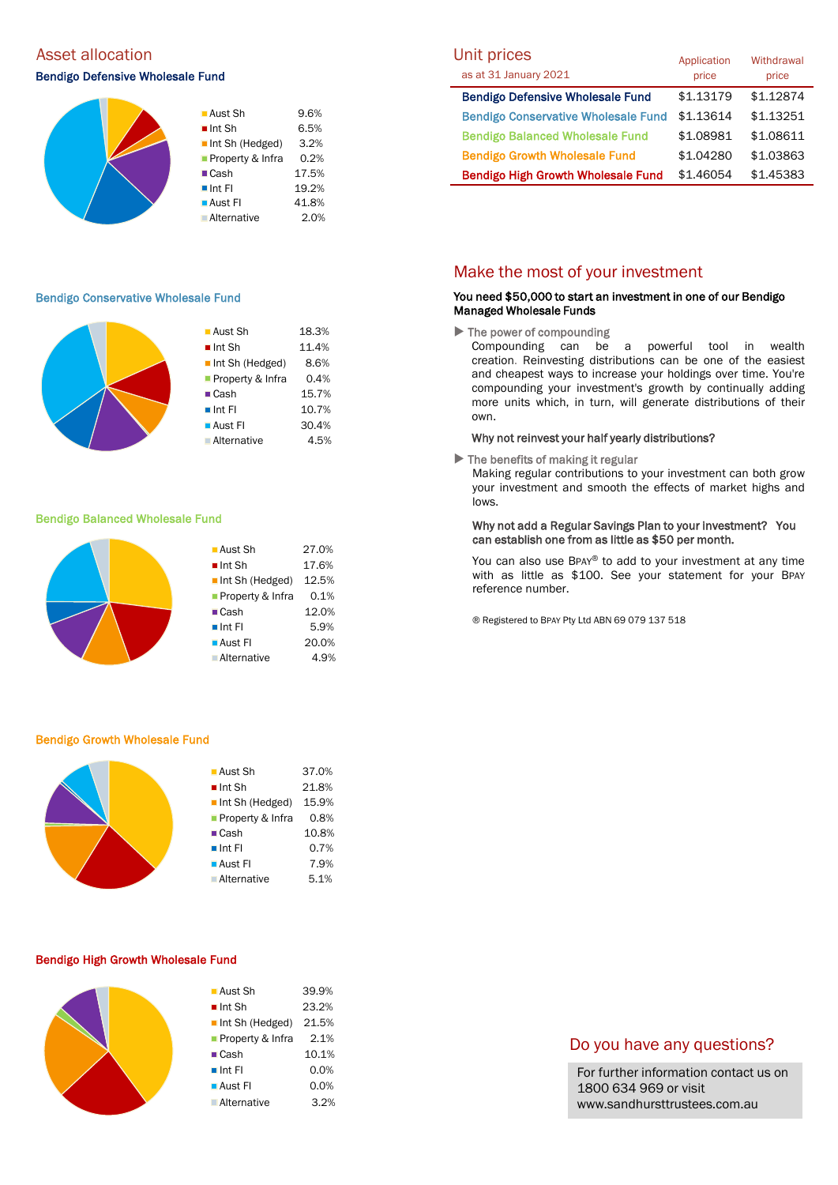## Asset allocation

### Bendigo Defensive Wholesale Fund

| Asset | Allocation |
|---|---|
| Aust Sh | 9.6% |
| Int Sh | 6.5% |
| Int Sh (Hedged) | 3.2% |
| Property & Infra | 0.2% |
| Cash | 17.5% |
| Int FI | 19.2% |
| Aust FI | 41.8% |
| Alternative | 2.0% |

### Bendigo Conservative Wholesale Fund

| Asset | Allocation |
|---|---|
| Aust Sh | 18.3% |
| Int Sh | 11.4% |
| Int Sh (Hedged) | 8.6% |
| Property & Infra | 0.4% |
| Cash | 15.7% |
| Int FI | 10.7% |
| Aust FI | 30.4% |
| Alternative | 4.5% |

### Bendigo Balanced Wholesale Fund

| Asset | Allocation |
|---|---|
| Aust Sh | 27.0% |
| Int Sh | 17.6% |
| Int Sh (Hedged) | 12.5% |
| Property & Infra | 0.1% |
| Cash | 12.0% |
| Int FI | 5.9% |
| Aust FI | 20.0% |
| Alternative | 4.9% |

### Bendigo Growth Wholesale Fund

| Asset | Allocation |
|---|---|
| Aust Sh | 37.0% |
| Int Sh | 21.8% |
| Int Sh (Hedged) | 15.9% |
| Property & Infra | 0.8% |
| Cash | 10.8% |
| Int FI | 0.7% |
| Aust FI | 7.9% |
| Alternative | 5.1% |

### Bendigo High Growth Wholesale Fund

| Asset | Allocation |
|---|---|
| Aust Sh | 39.9% |
| Int Sh | 23.2% |
| Int Sh (Hedged) | 21.5% |
| Property & Infra | 2.1% |
| Cash | 10.1% |
| Int FI | 0.0% |
| Aust FI | 0.0% |
| Alternative | 3.2% |

## Unit prices

as at 31 January 2021

| Fund | Application price | Withdrawal price |
|---|---|---|
| Bendigo Defensive Wholesale Fund | $1.13179 | $1.12874 |
| Bendigo Conservative Wholesale Fund | $1.13614 | $1.13251 |
| Bendigo Balanced Wholesale Fund | $1.08981 | $1.08611 |
| Bendigo Growth Wholesale Fund | $1.04280 | $1.03863 |
| Bendigo High Growth Wholesale Fund | $1.46054 | $1.45383 |

## Make the most of your investment

**You need $50,000 to start an investment in one of our Bendigo Managed Wholesale Funds**

▶ The power of compounding

Compounding can be a powerful tool in wealth creation. Reinvesting distributions can be one of the easiest and cheapest ways to increase your holdings over time. You're compounding your investment's growth by continually adding more units which, in turn, will generate distributions of their own.

**Why not reinvest your half yearly distributions?**

▶ The benefits of making it regular

Making regular contributions to your investment can both grow your investment and smooth the effects of market highs and lows.

**Why not add a Regular Savings Plan to your investment? You can establish one from as little as $50 per month.**

You can also use BPAY® to add to your investment at any time with as little as $100. See your statement for your BPAY reference number.

® Registered to BPAY Pty Ltd ABN 69 079 137 518

## Do you have any questions?

For further information contact us on 1800 634 969 or visit www.sandhursttrustees.com.au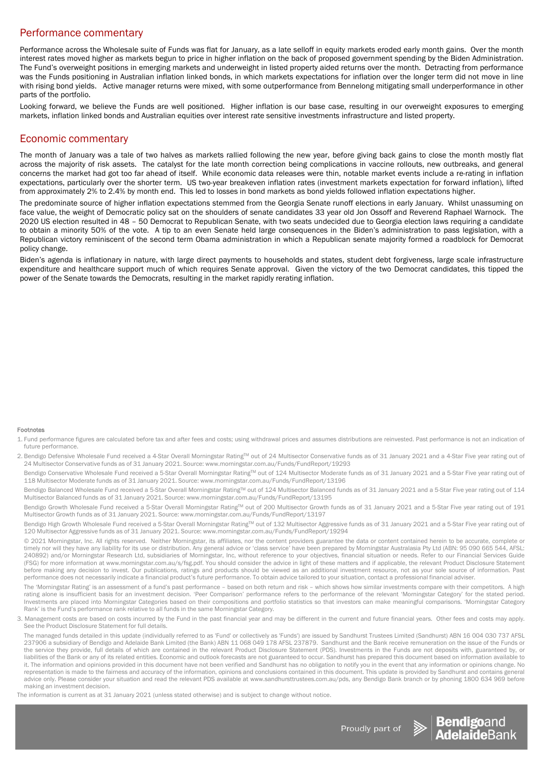## Performance commentary

Performance across the Wholesale suite of Funds was flat for January, as a late selloff in equity markets eroded early month gains. Over the month interest rates moved higher as markets begun to price in higher inflation on the back of proposed government spending by the Biden Administration. The Fund's overweight positions in emerging markets and underweight in listed property aided returns over the month. Detracting from performance was the Funds positioning in Australian inflation linked bonds, in which markets expectations for inflation over the longer term did not move in line with rising bond yields. Active manager returns were mixed, with some outperformance from Bennelong mitigating small underperformance in other parts of the portfolio.

Looking forward, we believe the Funds are well positioned. Higher inflation is our base case, resulting in our overweight exposures to emerging markets, inflation linked bonds and Australian equities over interest rate sensitive investments infrastructure and listed property.

## Economic commentary

The month of January was a tale of two halves as markets rallied following the new year, before giving back gains to close the month mostly flat across the majority of risk assets. The catalyst for the late month correction being complications in vaccine rollouts, new outbreaks, and general concerns the market had got too far ahead of itself. While economic data releases were thin, notable market events include a re-rating in inflation expectations, particularly over the shorter term. US two-year breakeven inflation rates (investment markets expectation for forward inflation), lifted from approximately 2% to 2.4% by month end. This led to losses in bond markets as bond yields followed inflation expectations higher.

The predominate source of higher inflation expectations stemmed from the Georgia Senate runoff elections in early January. Whilst unassuming on face value, the weight of Democratic policy sat on the shoulders of senate candidates 33 year old Jon Ossoff and Reverend Raphael Warnock. The 2020 US election resulted in 48 – 50 Democrat to Republican Senate, with two seats undecided due to Georgia election laws requiring a candidate to obtain a minority 50% of the vote. A tip to an even Senate held large consequences in the Biden's administration to pass legislation, with a Republican victory reminiscent of the second term Obama administration in which a Republican senate majority formed a roadblock for Democrat policy change.

Biden's agenda is inflationary in nature, with large direct payments to households and states, student debt forgiveness, large scale infrastructure expenditure and healthcare support much of which requires Senate approval. Given the victory of the two Democrat candidates, this tipped the power of the Senate towards the Democrats, resulting in the market rapidly rerating inflation.

#### Footnotes

1. Fund performance figures are calculated before tax and after fees and costs; using withdrawal prices and assumes distributions are reinvested. Past performance is not an indication of future performance.

2. Bendigo Defensive Wholesale Fund received a 4-Star Overall Morningstar Rating™ out of 24 Multisector Conservative funds as of 31 January 2021 and a 4-Star Five year rating out of 24 Multisector Conservative funds as of 31 January 2021. Source: www.morningstar.com.au/Funds/FundReport/19293

   Bendigo Conservative Wholesale Fund received a 5-Star Overall Morningstar Rating™ out of 124 Multisector Moderate funds as of 31 January 2021 and a 5-Star Five year rating out of 118 Multisector Moderate funds as of 31 January 2021. Source: www.morningstar.com.au/Funds/FundReport/13196

   Bendigo Balanced Wholesale Fund received a 5-Star Overall Morningstar Rating™ out of 124 Multisector Balanced funds as of 31 January 2021 and a 5-Star Five year rating out of 114 Multisector Balanced funds as of 31 January 2021. Source: www.morningstar.com.au/Funds/FundReport/13195

   Bendigo Growth Wholesale Fund received a 5-Star Overall Morningstar Rating™ out of 200 Multisector Growth funds as of 31 January 2021 and a 5-Star Five year rating out of 191 Multisector Growth funds as of 31 January 2021. Source: www.morningstar.com.au/Funds/FundReport/13197

   Bendigo High Growth Wholesale Fund received a 5-Star Overall Morningstar Rating™ out of 132 Multisector Aggressive funds as of 31 January 2021 and a 5-Star Five year rating out of 120 Multisector Aggressive funds as of 31 January 2021. Source: www.morningstar.com.au/Funds/FundReport/19294

   © 2021 Morningstar, Inc. All rights reserved. Neither Morningstar, its affiliates, nor the content providers guarantee the data or content contained herein to be accurate, complete or timely nor will they have any liability for its use or distribution. Any general advice or 'class service' have been prepared by Morningstar Australasia Pty Ltd (ABN: 95 090 665 544, AFSL: 240892) and/or Morningstar Research Ltd, subsidiaries of Morningstar, Inc, without reference to your objectives, financial situation or needs. Refer to our Financial Services Guide (FSG) for more information at www.morningstar.com.au/s/fsg.pdf. You should consider the advice in light of these matters and if applicable, the relevant Product Disclosure Statement before making any decision to invest. Our publications, ratings and products should be viewed as an additional investment resource, not as your sole source of information. Past performance does not necessarily indicate a financial product's future performance. To obtain advice tailored to your situation, contact a professional financial adviser.

   The 'Morningstar Rating' is an assessment of a fund's past performance – based on both return and risk – which shows how similar investments compare with their competitors. A high rating alone is insufficient basis for an investment decision. 'Peer Comparison' performance refers to the performance of the relevant 'Morningstar Category' for the stated period. Investments are placed into Morningstar Categories based on their compositions and portfolio statistics so that investors can make meaningful comparisons. 'Morningstar Category Rank' is the Fund's performance rank relative to all funds in the same Morningstar Category.

3. Management costs are based on costs incurred by the Fund in the past financial year and may be different in the current and future financial years. Other fees and costs may apply. See the Product Disclosure Statement for full details.

   The managed funds detailed in this update (individually referred to as 'Fund' or collectively as 'Funds') are issued by Sandhurst Trustees Limited (Sandhurst) ABN 16 004 030 737 AFSL 237906 a subsidiary of Bendigo and Adelaide Bank Limited (the Bank) ABN 11 068 049 178 AFSL 237879. Sandhurst and the Bank receive remuneration on the issue of the Funds or the service they provide, full details of which are contained in the relevant Product Disclosure Statement (PDS). Investments in the Funds are not deposits with, guaranteed by, or liabilities of the Bank or any of its related entities. Economic and outlook forecasts are not guaranteed to occur. Sandhurst has prepared this document based on information available to it. The information and opinions provided in this document have not been verified and Sandhurst has no obligation to notify you in the event that any information or opinions change. No representation is made to the fairness and accuracy of the information, opinions and conclusions contained in this document. This update is provided by Sandhurst and contains general advice only. Please consider your situation and read the relevant PDS available at www.sandhursttrustees.com.au/pds, any Bendigo Bank branch or by phoning 1800 634 969 before making an investment decision.

The information is current as at 31 January 2021 (unless stated otherwise) and is subject to change without notice.

Proudly part of Bendigo and Adelaide Bank